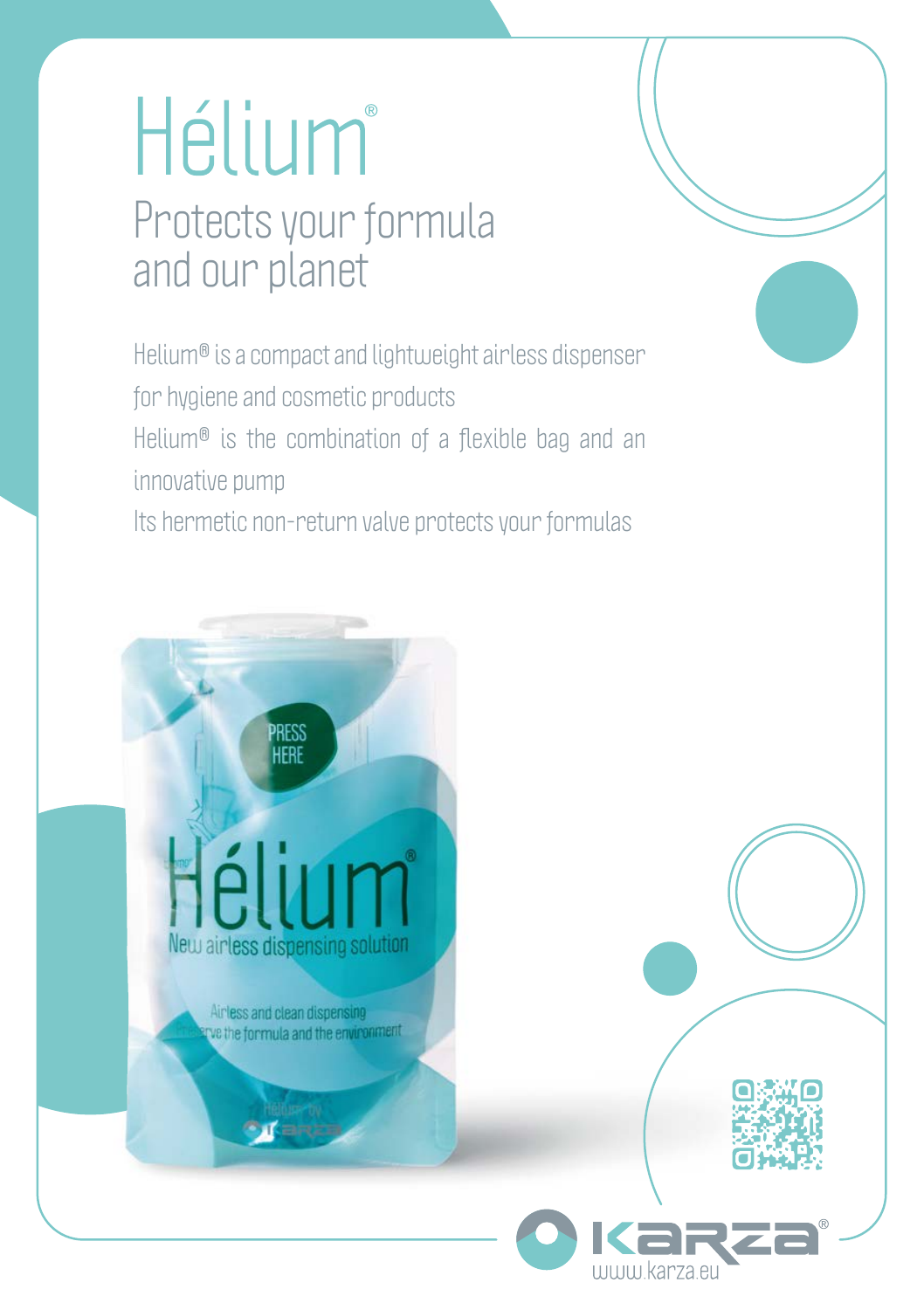# Hélium®

## Protects your formula and our planet

Helium® is a compact and lightweight airless dispenser for hygiene and cosmetic products

Helium® is the combination of a flexible bag and an innovative pump

Its hermetic non-return valve protects your formulas

KARZA®

www.karza.eu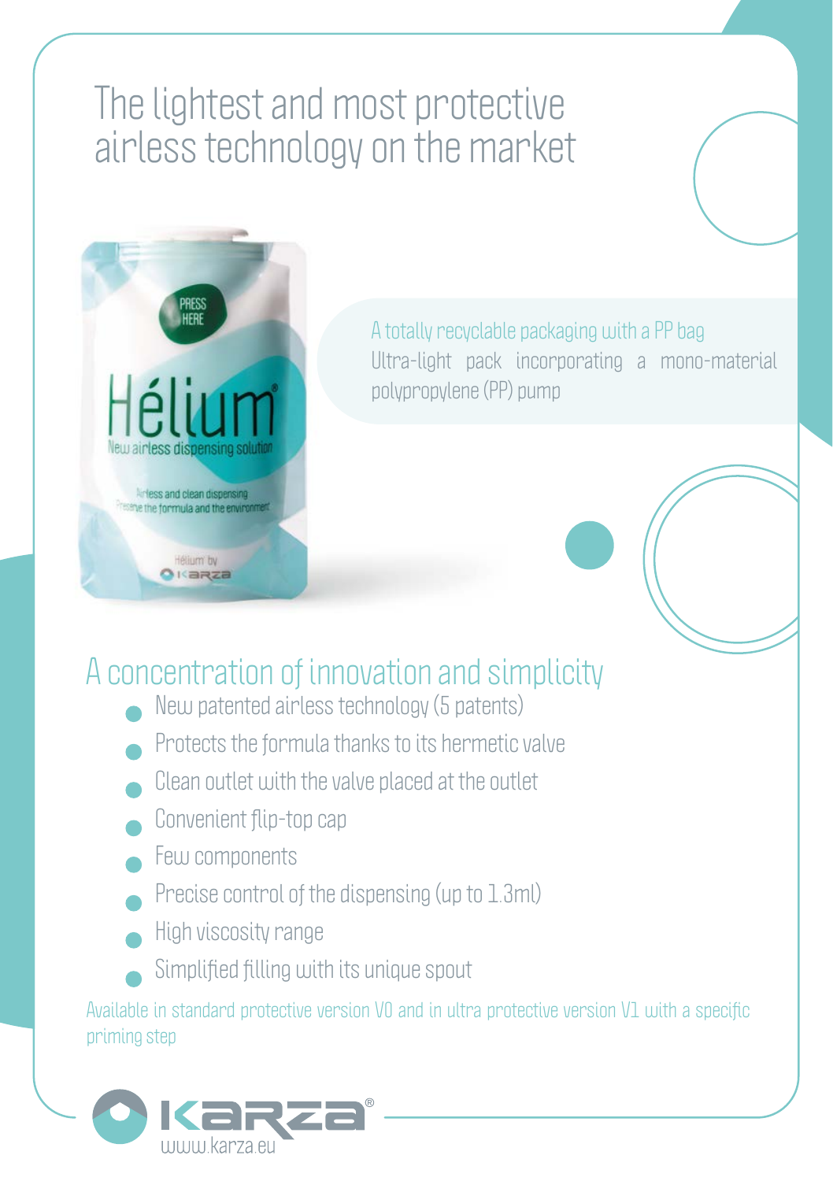# The lightest and most protective airless technology on the market

A totally recyclable packaging with a PP bag

Ultra-light pack incorporating a mono-material polypropylene (PP) pump

## A concentration of innovation and simplicity

- New patented airless technology (5 patents)
- Protects the formula thanks to its hermetic valve
- Clean outlet with the valve placed at the outlet
- Convenient flip-top cap
- Few components
- Precise control of the dispensing (up to 1.3ml)
- High viscosity range
- Simplified filling with its unique spout

Available in standard protective version V0 and in ultra protective version V1 with a specific priming step

www.karza.eu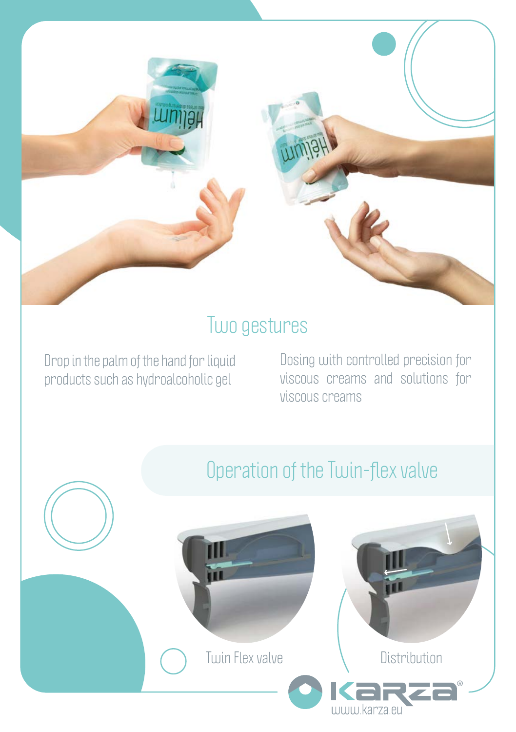## Two gestures

Drop in the palm of the hand for liquid products such as hydroalcoholic gel

Dosing with controlled precision for viscous creams and solutions for viscous creams

## Operation of the Twin-flex valve

Twin Flex valve

Distribution

www.karza.eu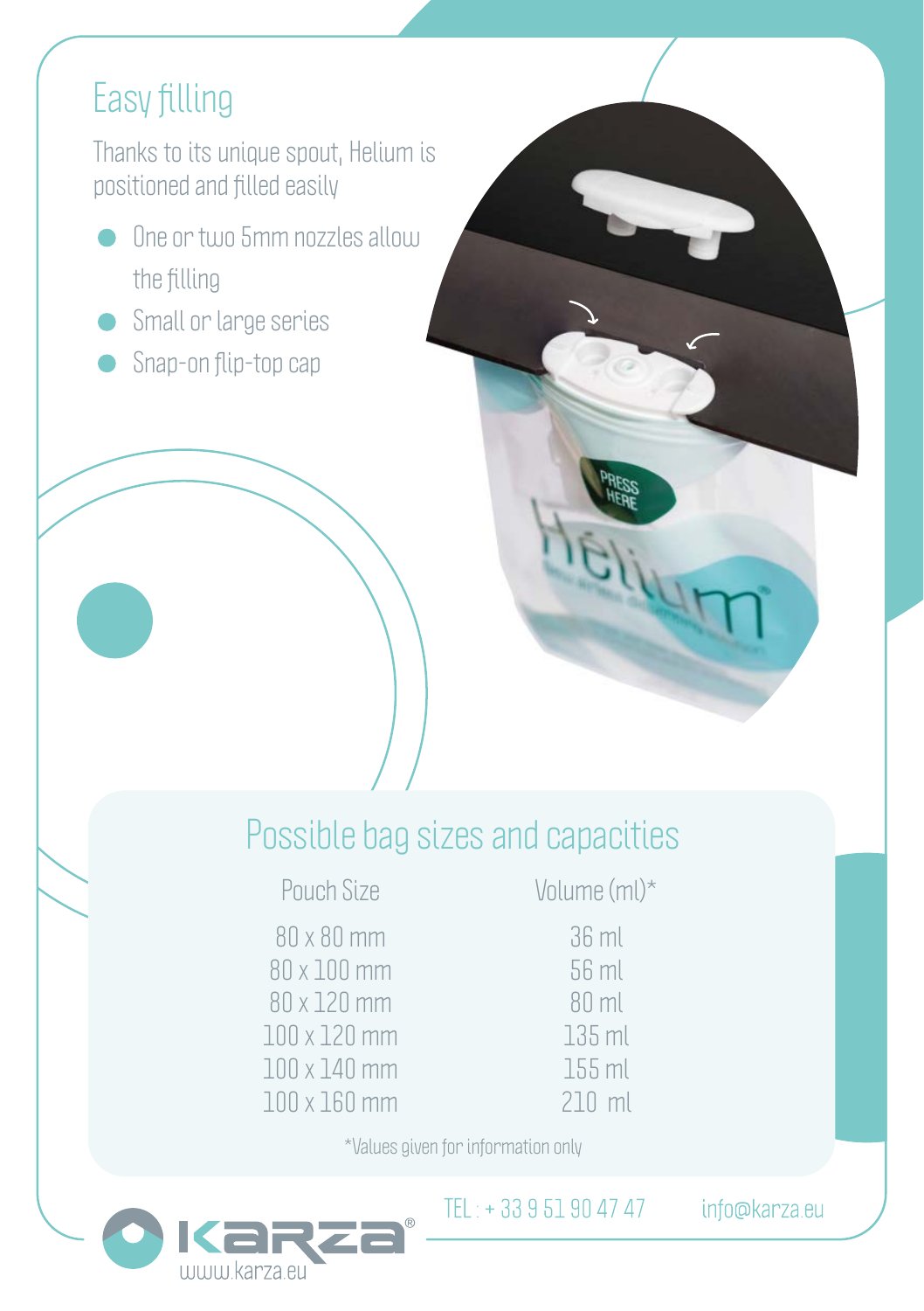## Easy filling

Thanks to its unique spout, Helium is positioned and filled easily

- One or two 5mm nozzles allow the filling
- Small or large series
- Snap-on flip-top cap

## Possible bag sizes and capacities

| Pouch Size | Volume (ml)* |
|---|---|
| 80 x 80 mm | 36 ml |
| 80 x 100 mm | 56 ml |
| 80 x 120 mm | 80 ml |
| 100 x 120 mm | 135 ml |
| 100 x 140 mm | 155 ml |
| 100 x 160 mm | 210 ml |

*Values given for information only

TEL : + 33 9 51 90 47 47 info@karza.eu

karza®
www.karza.eu